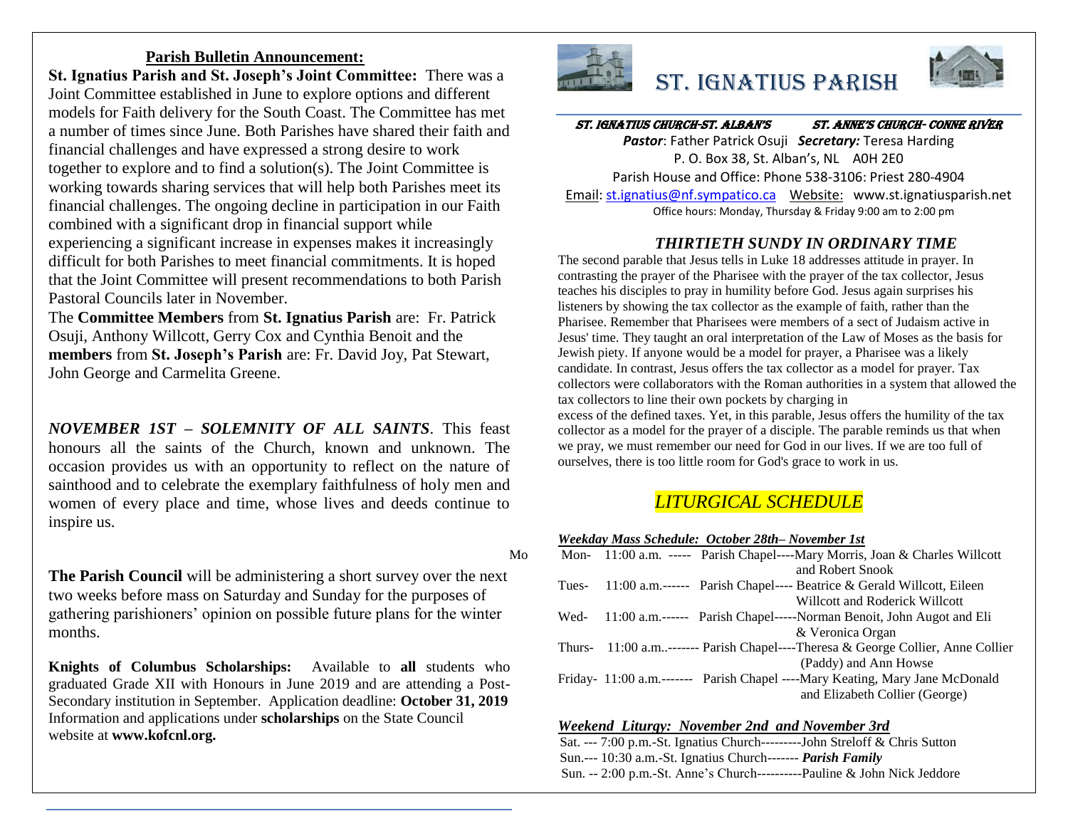## Parish Bulletin Announcement:

**St. Ignatius Parish and St. Joseph's Joint Committee:** There was a Joint Committee established in June to explore options and different models for Faith delivery for the South Coast. The Committee has met a number of times since June. Both Parishes have shared their faith and financial challenges and have expressed a strong desire to work together to explore and to find a solution(s). The Joint Committee is working towards sharing services that will help both Parishes meet its financial challenges. The ongoing decline in participation in our Faith combined with a significant drop in financial support while experiencing a significant increase in expenses makes it increasingly difficult for both Parishes to meet financial commitments. It is hoped that the Joint Committee will present recommendations to both Parish Pastoral Councils later in November.

The **Committee Members** from **St. Ignatius Parish** are: Fr. Patrick Osuji, Anthony Willcott, Gerry Cox and Cynthia Benoit and the **members** from **St. Joseph's Parish** are: Fr. David Joy, Pat Stewart, John George and Carmelita Greene.

*NOVEMBER 1ST – SOLEMNITY OF ALL SAINTS*. This feast honours all the saints of the Church, known and unknown. The occasion provides us with an opportunity to reflect on the nature of sainthood and to celebrate the exemplary faithfulness of holy men and women of every place and time, whose lives and deeds continue to inspire us.

Mo

**The Parish Council** will be administering a short survey over the next two weeks before mass on Saturday and Sunday for the purposes of gathering parishioners' opinion on possible future plans for the winter months.

**Knights of Columbus Scholarships:** Available to **all** students who graduated Grade XII with Honours in June 2019 and are attending a Post-Secondary institution in September. Application deadline: **October 31, 2019** Information and applications under **scholarships** on the State Council website at **www.kofcnl.org.**

# ST. IGNATIUS PARISH

**ST. IGNATIUS CHURCH-ST. ALBAN'S** **ST. ANNE'S CHURCH- CONNE RIVER**

***Pastor***: Father Patrick Osuji ***Secretary:*** Teresa Harding
P. O. Box 38, St. Alban's, NL A0H 2E0
Parish House and Office: Phone 538-3106: Priest 280-4904
Email: st.ignatius@nf.sympatico.ca Website: www.st.ignatiusparish.net
Office hours: Monday, Thursday & Friday 9:00 am to 2:00 pm

### *THIRTIETH SUNDY IN ORDINARY TIME*

The second parable that Jesus tells in Luke 18 addresses attitude in prayer. In contrasting the prayer of the Pharisee with the prayer of the tax collector, Jesus teaches his disciples to pray in humility before God. Jesus again surprises his listeners by showing the tax collector as the example of faith, rather than the Pharisee. Remember that Pharisees were members of a sect of Judaism active in Jesus' time. They taught an oral interpretation of the Law of Moses as the basis for Jewish piety. If anyone would be a model for prayer, a Pharisee was a likely candidate. In contrast, Jesus offers the tax collector as a model for prayer. Tax collectors were collaborators with the Roman authorities in a system that allowed the tax collectors to line their own pockets by charging in
excess of the defined taxes. Yet, in this parable, Jesus offers the humility of the tax collector as a model for the prayer of a disciple. The parable reminds us that when we pray, we must remember our need for God in our lives. If we are too full of ourselves, there is too little room for God's grace to work in us.

## *LITURGICAL SCHEDULE*

***Weekday Mass Schedule: October 28th– November 1st***

Mon- 11:00 a.m. ----- Parish Chapel----Mary Morris, Joan & Charles Willcott and Robert Snook
Tues- 11:00 a.m.------ Parish Chapel---- Beatrice & Gerald Willcott, Eileen Willcott and Roderick Willcott
Wed- 11:00 a.m.------ Parish Chapel-----Norman Benoit, John Augot and Eli & Veronica Organ
Thurs- 11:00 a.m..------- Parish Chapel----Theresa & George Collier, Anne Collier (Paddy) and Ann Howse
Friday- 11:00 a.m.------- Parish Chapel ----Mary Keating, Mary Jane McDonald and Elizabeth Collier (George)

***Weekend Liturgy: November 2nd and November 3rd***

Sat. --- 7:00 p.m.-St. Ignatius Church---------John Streloff & Chris Sutton
Sun.--- 10:30 a.m.-St. Ignatius Church------- ***Parish Family***
Sun. -- 2:00 p.m.-St. Anne's Church----------Pauline & John Nick Jeddore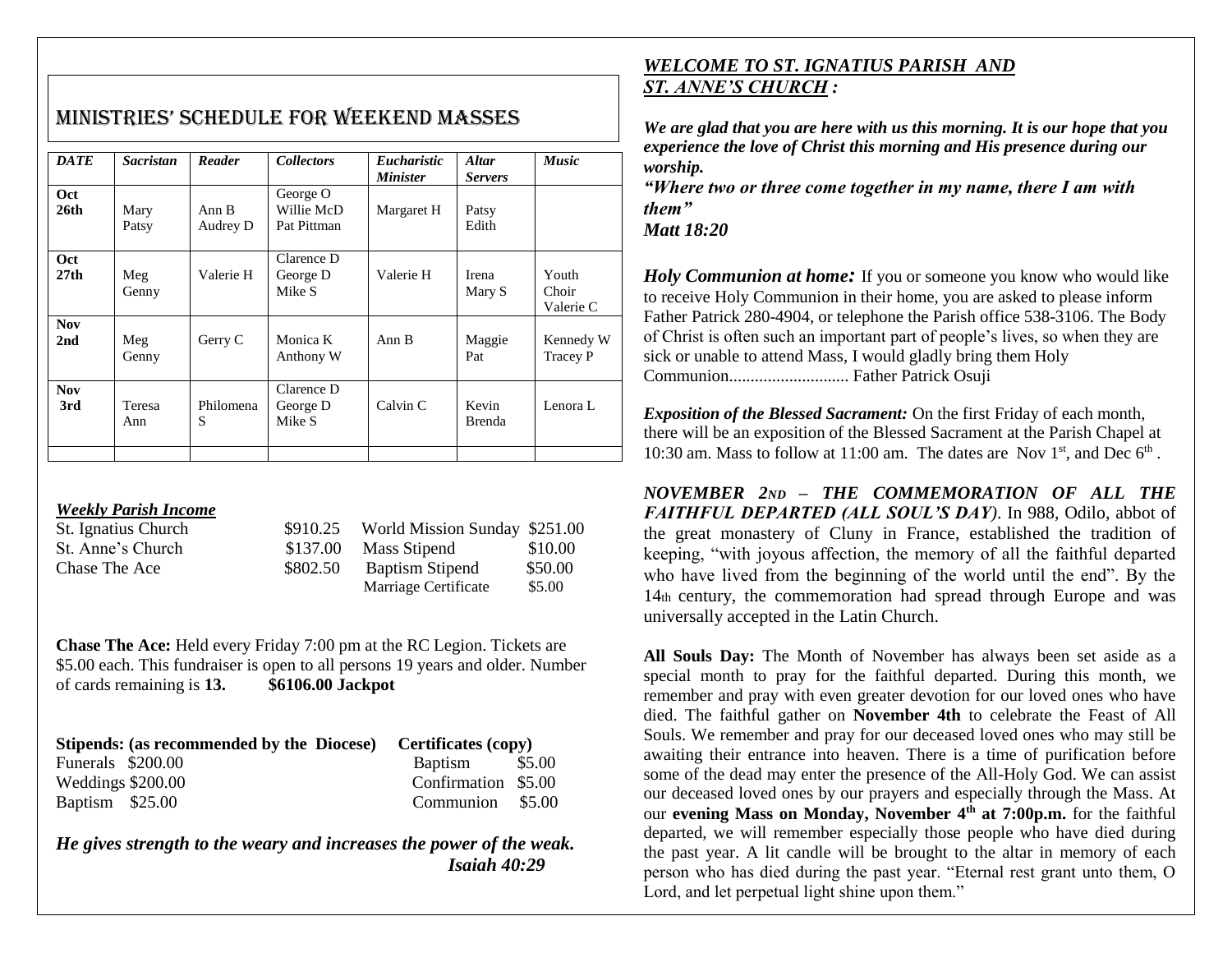# MINISTRIES' SCHEDULE FOR WEEKEND MASSES

| *DATE* | *Sacristan* | *Reader* | *Collectors* | *Eucharistic Minister* | *Altar Servers* | *Music* |
|---|---|---|---|---|---|---|
| **Oct 26th** | Mary Patsy | Ann B Audrey D | George O Willie McD Pat Pittman | Margaret H | Patsy Edith | |
| **Oct 27th** | Meg Genny | Valerie H | Clarence D George D Mike S | Valerie H | Irena Mary S | Youth Choir Valerie C |
| **Nov 2nd** | Meg Genny | Gerry C | Monica K Anthony W | Ann B | Maggie Pat | Kennedy W Tracey P |
| **Nov 3rd** | Teresa Ann | Philomena S | Clarence D George D Mike S | Calvin C | Kevin Brenda | Lenora L |
| | | | | | | |

***Weekly Parish Income***

| | | | |
|---|---|---|---|
| St. Ignatius Church | $910.25 | World Mission Sunday | $251.00 |
| St. Anne's Church | $137.00 | Mass Stipend | $10.00 |
| Chase The Ace | $802.50 | Baptism Stipend | $50.00 |
| | | Marriage Certificate | $5.00 |

**Chase The Ace:** Held every Friday 7:00 pm at the RC Legion. Tickets are $5.00 each. This fundraiser is open to all persons 19 years and older. Number of cards remaining is **13. $6106.00 Jackpot**

| **Stipends: (as recommended by the Diocese)** | | **Certificates (copy)** | |
|---|---|---|---|
| Funerals | $200.00 | Baptism | $5.00 |
| Weddings | $200.00 | Confirmation | $5.00 |
| Baptism | $25.00 | Communion | $5.00 |

***He gives strength to the weary and increases the power of the weak.***
***Isaiah 40:29***

## *WELCOME TO ST. IGNATIUS PARISH AND ST. ANNE'S CHURCH :*

***We are glad that you are here with us this morning. It is our hope that you experience the love of Christ this morning and His presence during our worship.***

***"Where two or three come together in my name, there I am with them"***
***Matt 18:20***

***Holy Communion at home:*** If you or someone you know who would like to receive Holy Communion in their home, you are asked to please inform Father Patrick 280-4904, or telephone the Parish office 538-3106. The Body of Christ is often such an important part of people's lives, so when they are sick or unable to attend Mass, I would gladly bring them Holy Communion............................ Father Patrick Osuji

***Exposition of the Blessed Sacrament:*** On the first Friday of each month, there will be an exposition of the Blessed Sacrament at the Parish Chapel at 10:30 am. Mass to follow at 11:00 am. The dates are Nov 1st, and Dec 6th .

***NOVEMBER 2ND – THE COMMEMORATION OF ALL THE FAITHFUL DEPARTED (ALL SOUL'S DAY)***. In 988, Odilo, abbot of the great monastery of Cluny in France, established the tradition of keeping, "with joyous affection, the memory of all the faithful departed who have lived from the beginning of the world until the end". By the 14th century, the commemoration had spread through Europe and was universally accepted in the Latin Church.

**All Souls Day:** The Month of November has always been set aside as a special month to pray for the faithful departed. During this month, we remember and pray with even greater devotion for our loved ones who have died. The faithful gather on **November 4th** to celebrate the Feast of All Souls. We remember and pray for our deceased loved ones who may still be awaiting their entrance into heaven. There is a time of purification before some of the dead may enter the presence of the All-Holy God. We can assist our deceased loved ones by our prayers and especially through the Mass. At our **evening Mass on Monday, November 4th at 7:00p.m.** for the faithful departed, we will remember especially those people who have died during the past year. A lit candle will be brought to the altar in memory of each person who has died during the past year. "Eternal rest grant unto them, O Lord, and let perpetual light shine upon them."